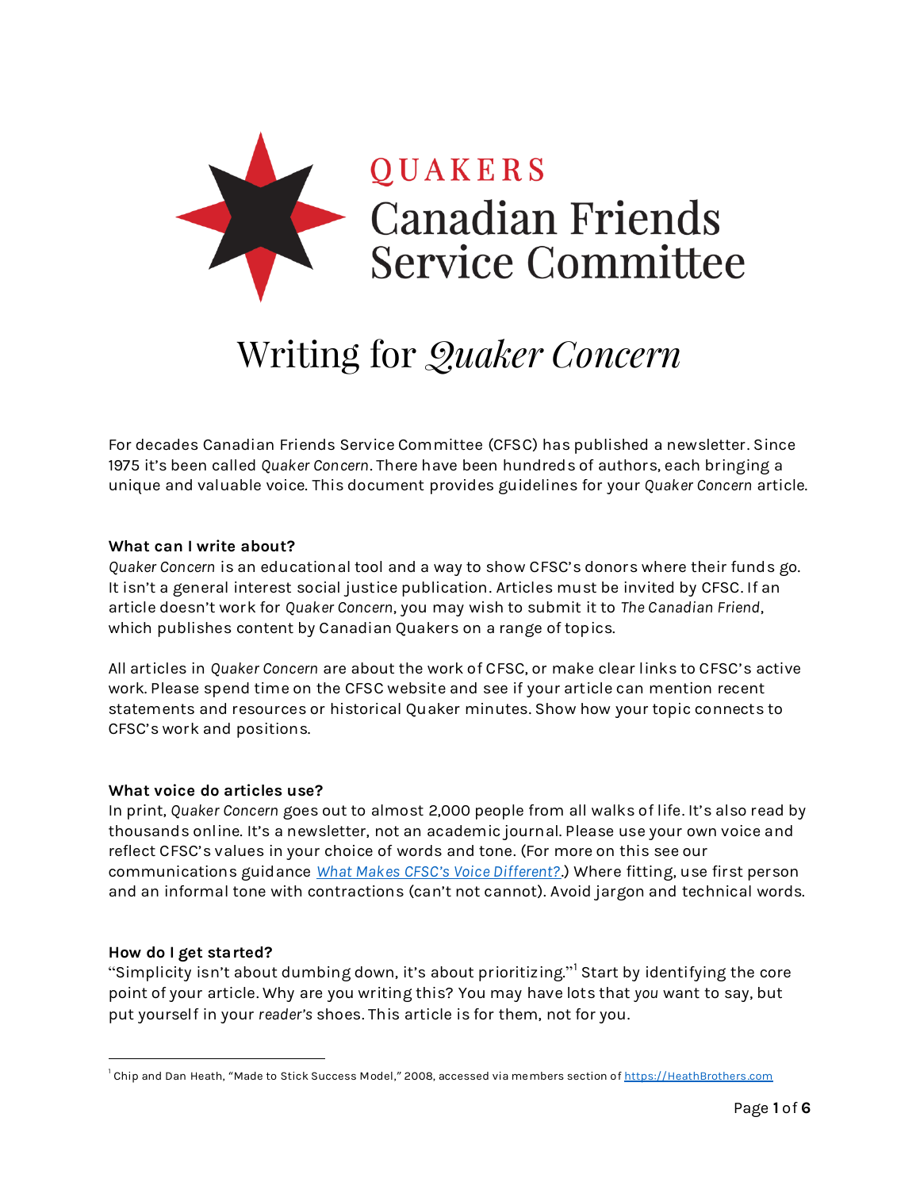QUAKERS

Canadian Friends Service Committee

# Writing for *Quaker Concern*

For decades Canadian Friends Service Committee (CFSC) has published a newsletter. Since 1975 it's been called *Quaker Concern*. There have been hundreds of authors, each bringing a unique and valuable voice. This document provides guidelines for your *Quaker Concern* article.

### What can I write about?

*Quaker Concern* is an educational tool and a way to show CFSC's donors where their funds go. It isn't a general interest social justice publication. Articles must be invited by CFSC. If an article doesn't work for *Quaker Concern*, you may wish to submit it to *The Canadian Friend*, which publishes content by Canadian Quakers on a range of topics.

All articles in *Quaker Concern* are about the work of CFSC, or make clear links to CFSC's active work. Please spend time on the CFSC website and see if your article can mention recent statements and resources or historical Quaker minutes. Show how your topic connects to CFSC's work and positions.

### What voice do articles use?

In print, *Quaker Concern* goes out to almost 2,000 people from all walks of life. It's also read by thousands online. It's a newsletter, not an academic journal. Please use your own voice and reflect CFSC's values in your choice of words and tone. (For more on this see our communications guidance *What Makes CFSC's Voice Different?*.) Where fitting, use first person and an informal tone with contractions (can't not cannot). Avoid jargon and technical words.

### How do I get started?

"Simplicity isn't about dumbing down, it's about prioritizing."[1] Start by identifying the core point of your article. Why are you writing this? You may have lots that *you* want to say, but put yourself in your *reader's* shoes. This article is for them, not for you.

---

[1] Chip and Dan Heath, "Made to Stick Success Model," 2008, accessed via members section of https://HeathBrothers.com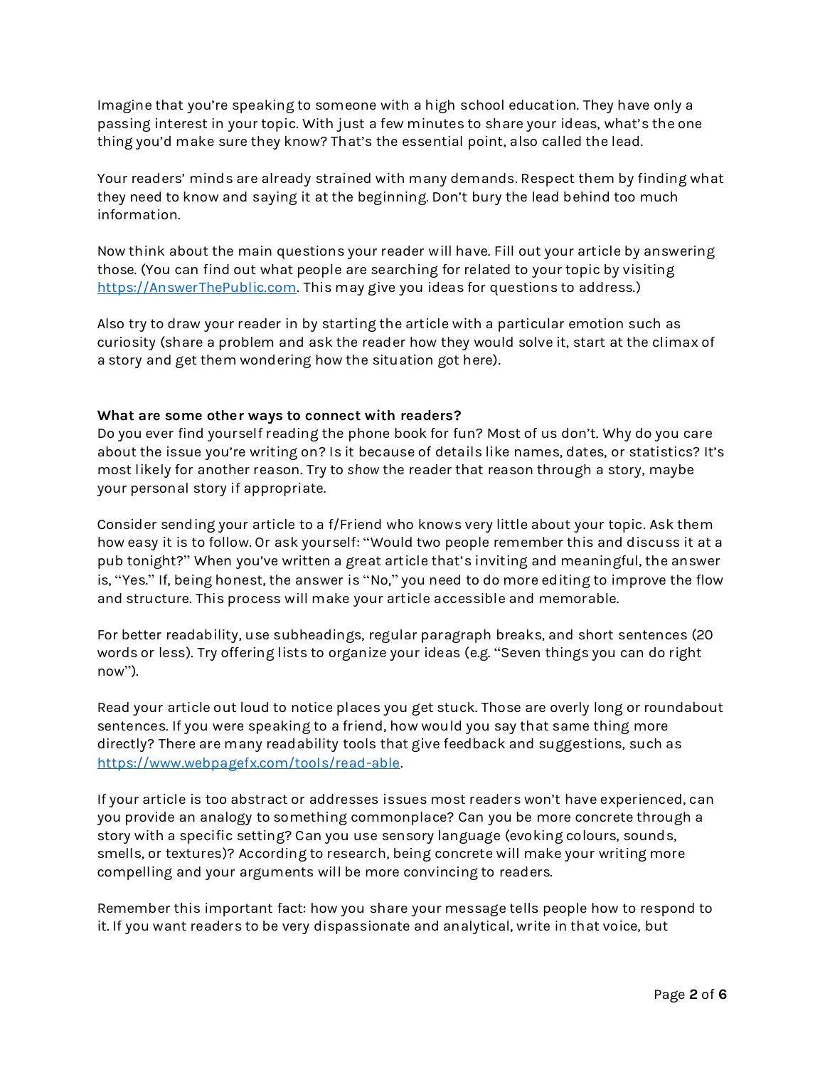Imagine that you're speaking to someone with a high school education. They have only a passing interest in your topic. With just a few minutes to share your ideas, what's the one thing you'd make sure they know? That's the essential point, also called the lead.

Your readers' minds are already strained with many demands. Respect them by finding what they need to know and saying it at the beginning. Don't bury the lead behind too much information.

Now think about the main questions your reader will have. Fill out your article by answering those. (You can find out what people are searching for related to your topic by visiting [https://AnswerThePublic.com](https://AnswerThePublic.com). This may give you ideas for questions to address.)

Also try to draw your reader in by starting the article with a particular emotion such as curiosity (share a problem and ask the reader how they would solve it, start at the climax of a story and get them wondering how the situation got here).

**What are some other ways to connect with readers?**

Do you ever find yourself reading the phone book for fun? Most of us don't. Why do you care about the issue you're writing on? Is it because of details like names, dates, or statistics? It's most likely for another reason. Try to *show* the reader that reason through a story, maybe your personal story if appropriate.

Consider sending your article to a f/Friend who knows very little about your topic. Ask them how easy it is to follow. Or ask yourself: "Would two people remember this and discuss it at a pub tonight?" When you've written a great article that's inviting and meaningful, the answer is, "Yes." If, being honest, the answer is "No," you need to do more editing to improve the flow and structure. This process will make your article accessible and memorable.

For better readability, use subheadings, regular paragraph breaks, and short sentences (20 words or less). Try offering lists to organize your ideas (e.g. "Seven things you can do right now").

Read your article out loud to notice places you get stuck. Those are overly long or roundabout sentences. If you were speaking to a friend, how would you say that same thing more directly? There are many readability tools that give feedback and suggestions, such as [https://www.webpagefx.com/tools/read-able](https://www.webpagefx.com/tools/read-able).

If your article is too abstract or addresses issues most readers won't have experienced, can you provide an analogy to something commonplace? Can you be more concrete through a story with a specific setting? Can you use sensory language (evoking colours, sounds, smells, or textures)? According to research, being concrete will make your writing more compelling and your arguments will be more convincing to readers.

Remember this important fact: how you share your message tells people how to respond to it. If you want readers to be very dispassionate and analytical, write in that voice, but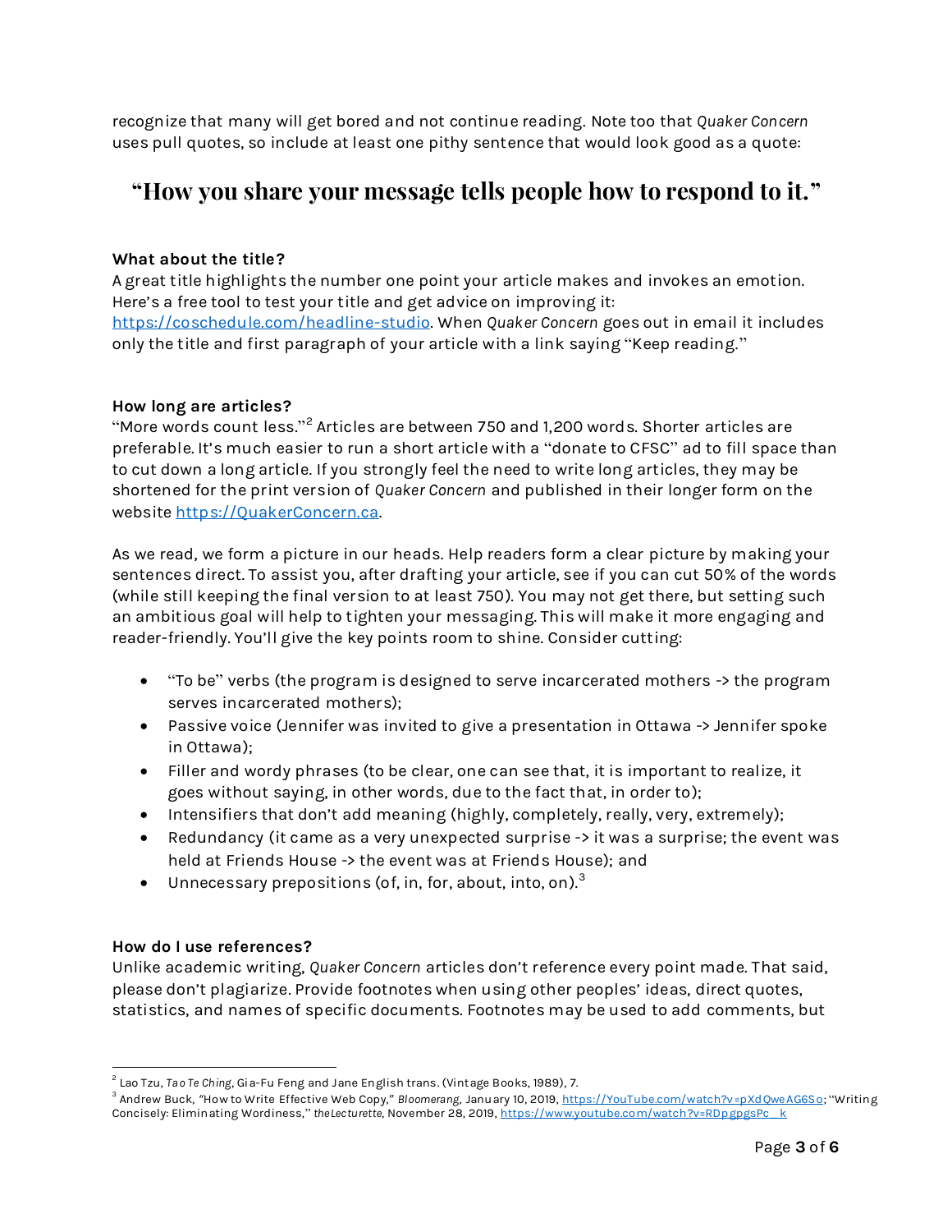recognize that many will get bored and not continue reading. Note too that *Quaker Concern* uses pull quotes, so include at least one pithy sentence that would look good as a quote:

> **"How you share your message tells people how to respond to it."**

**What about the title?**
A great title highlights the number one point your article makes and invokes an emotion. Here's a free tool to test your title and get advice on improving it: https://coschedule.com/headline-studio. When *Quaker Concern* goes out in email it includes only the title and first paragraph of your article with a link saying "Keep reading."

**How long are articles?**
"More words count less."[2] Articles are between 750 and 1,200 words. Shorter articles are preferable. It's much easier to run a short article with a "donate to CFSC" ad to fill space than to cut down a long article. If you strongly feel the need to write long articles, they may be shortened for the print version of *Quaker Concern* and published in their longer form on the website https://QuakerConcern.ca.

As we read, we form a picture in our heads. Help readers form a clear picture by making your sentences direct. To assist you, after drafting your article, see if you can cut 50% of the words (while still keeping the final version to at least 750). You may not get there, but setting such an ambitious goal will help to tighten your messaging. This will make it more engaging and reader-friendly. You'll give the key points room to shine. Consider cutting:

- "To be" verbs (the program is designed to serve incarcerated mothers -> the program serves incarcerated mothers);
- Passive voice (Jennifer was invited to give a presentation in Ottawa -> Jennifer spoke in Ottawa);
- Filler and wordy phrases (to be clear, one can see that, it is important to realize, it goes without saying, in other words, due to the fact that, in order to);
- Intensifiers that don't add meaning (highly, completely, really, very, extremely);
- Redundancy (it came as a very unexpected surprise -> it was a surprise; the event was held at Friends House -> the event was at Friends House); and
- Unnecessary prepositions (of, in, for, about, into, on).[3]

**How do I use references?**
Unlike academic writing, *Quaker Concern* articles don't reference every point made. That said, please don't plagiarize. Provide footnotes when using other peoples' ideas, direct quotes, statistics, and names of specific documents. Footnotes may be used to add comments, but

---

[2] Lao Tzu, *Tao Te Ching*, Gia-Fu Feng and Jane English trans. (Vintage Books, 1989), 7.

[3] Andrew Buck, "How to Write Effective Web Copy," *Bloomerang*, January 10, 2019, https://YouTube.com/watch?v=pXdQweAG6So; "Writing Concisely: Eliminating Wordiness," *theLecturette*, November 28, 2019, https://www.youtube.com/watch?v=RDpgpgsPc__k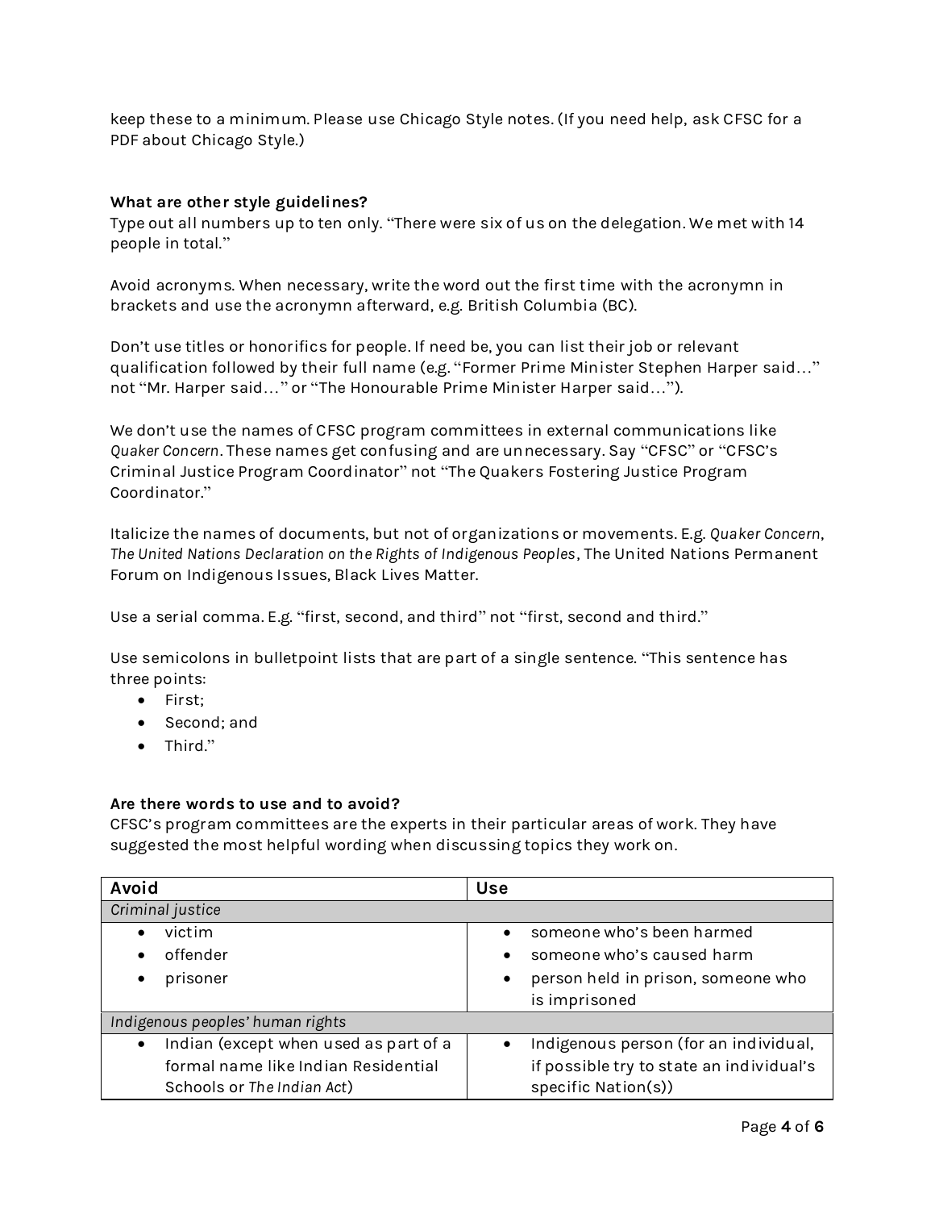keep these to a minimum. Please use Chicago Style notes. (If you need help, ask CFSC for a PDF about Chicago Style.)

**What are other style guidelines?**

Type out all numbers up to ten only. "There were six of us on the delegation. We met with 14 people in total."

Avoid acronyms. When necessary, write the word out the first time with the acronymn in brackets and use the acronymn afterward, e.g. British Columbia (BC).

Don't use titles or honorifics for people. If need be, you can list their job or relevant qualification followed by their full name (e.g. "Former Prime Minister Stephen Harper said…" not "Mr. Harper said…" or "The Honourable Prime Minister Harper said…").

We don't use the names of CFSC program committees in external communications like *Quaker Concern*. These names get confusing and are unnecessary. Say "CFSC" or "CFSC's Criminal Justice Program Coordinator" not "The Quakers Fostering Justice Program Coordinator."

Italicize the names of documents, but not of organizations or movements. E.g. *Quaker Concern*, *The United Nations Declaration on the Rights of Indigenous Peoples*, The United Nations Permanent Forum on Indigenous Issues, Black Lives Matter.

Use a serial comma. E.g. "first, second, and third" not "first, second and third."

Use semicolons in bulletpoint lists that are part of a single sentence. "This sentence has three points:

- First;
- Second; and
- Third."

**Are there words to use and to avoid?**

CFSC's program committees are the experts in their particular areas of work. They have suggested the most helpful wording when discussing topics they work on.

| Avoid | Use |
|---|---|
| *Criminal justice* | |
| • victim<br>• offender<br>• prisoner | • someone who's been harmed<br>• someone who's caused harm<br>• person held in prison, someone who is imprisoned |
| *Indigenous peoples' human rights* | |
| • Indian (except when used as part of a formal name like Indian Residential Schools or *The Indian Act*) | • Indigenous person (for an individual, if possible try to state an individual's specific Nation(s)) |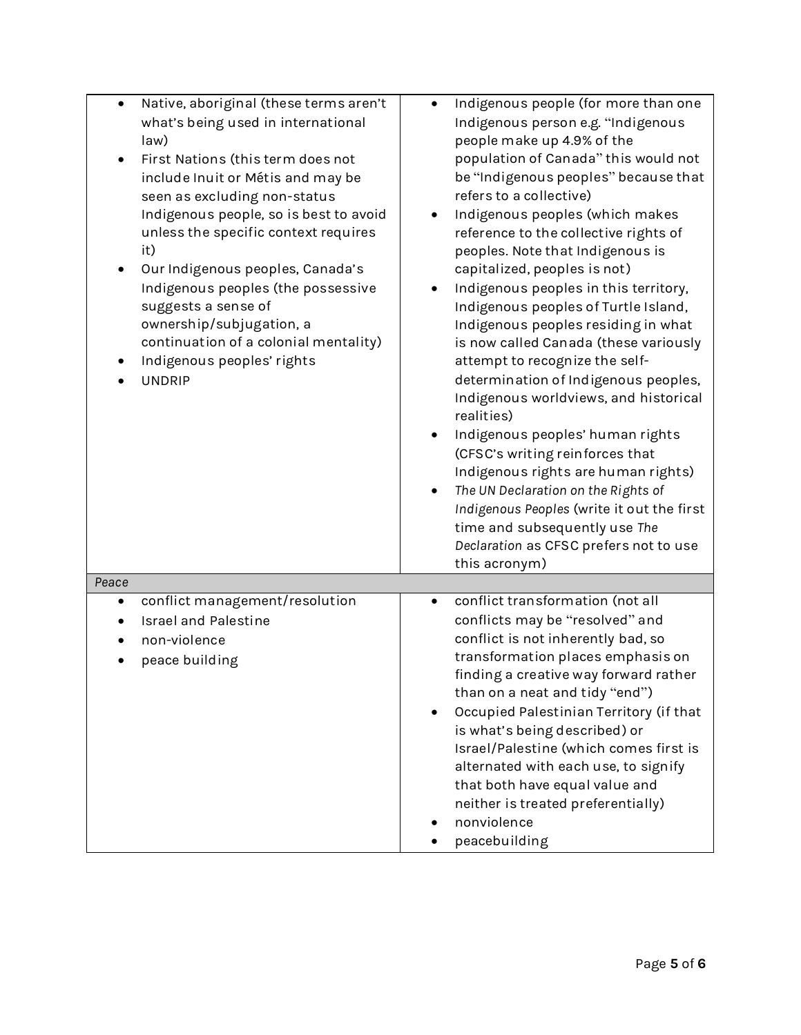| | |
|---|---|
| • Native, aboriginal (these terms aren't what's being used in international law)<br>• First Nations (this term does not include Inuit or Métis and may be seen as excluding non-status Indigenous people, so is best to avoid unless the specific context requires it)<br>• Our Indigenous peoples, Canada's Indigenous peoples (the possessive suggests a sense of ownership/subjugation, a continuation of a colonial mentality)<br>• Indigenous peoples' rights<br>• UNDRIP | • Indigenous people (for more than one Indigenous person e.g. "Indigenous people make up 4.9% of the population of Canada" this would not be "Indigenous peoples" because that refers to a collective)<br>• Indigenous peoples (which makes reference to the collective rights of peoples. Note that Indigenous is capitalized, peoples is not)<br>• Indigenous peoples in this territory, Indigenous peoples of Turtle Island, Indigenous peoples residing in what is now called Canada (these variously attempt to recognize the self-determination of Indigenous peoples, Indigenous worldviews, and historical realities)<br>• Indigenous peoples' human rights (CFSC's writing reinforces that Indigenous rights are human rights)<br>• *The UN Declaration on the Rights of Indigenous Peoples* (write it out the first time and subsequently use *The Declaration* as CFSC prefers not to use this acronym) |
| *Peace* | |
| • conflict management/resolution<br>• Israel and Palestine<br>• non-violence<br>• peace building | • conflict transformation (not all conflicts may be "resolved" and conflict is not inherently bad, so transformation places emphasis on finding a creative way forward rather than on a neat and tidy "end")<br>• Occupied Palestinian Territory (if that is what's being described) or Israel/Palestine (which comes first is alternated with each use, to signify that both have equal value and neither is treated preferentially)<br>• nonviolence<br>• peacebuilding |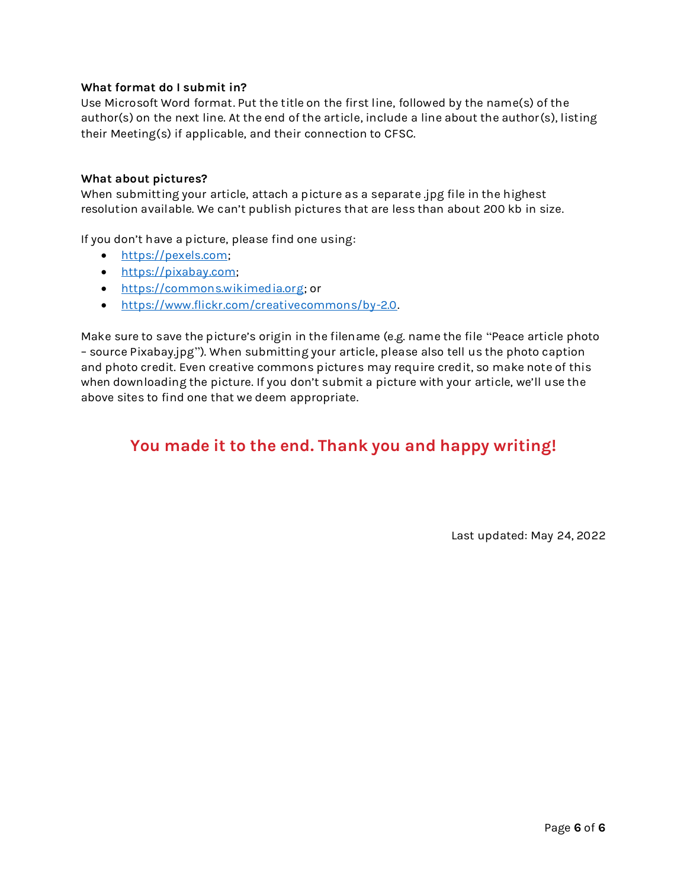**What format do I submit in?**
Use Microsoft Word format. Put the title on the first line, followed by the name(s) of the author(s) on the next line. At the end of the article, include a line about the author(s), listing their Meeting(s) if applicable, and their connection to CFSC.

**What about pictures?**
When submitting your article, attach a picture as a separate .jpg file in the highest resolution available. We can't publish pictures that are less than about 200 kb in size.

If you don't have a picture, please find one using:

- https://pexels.com;
- https://pixabay.com;
- https://commons.wikimedia.org; or
- https://www.flickr.com/creativecommons/by-2.0.

Make sure to save the picture's origin in the filename (e.g. name the file "Peace article photo – source Pixabay.jpg"). When submitting your article, please also tell us the photo caption and photo credit. Even creative commons pictures may require credit, so make note of this when downloading the picture. If you don't submit a picture with your article, we'll use the above sites to find one that we deem appropriate.

**You made it to the end. Thank you and happy writing!**

Last updated: May 24, 2022